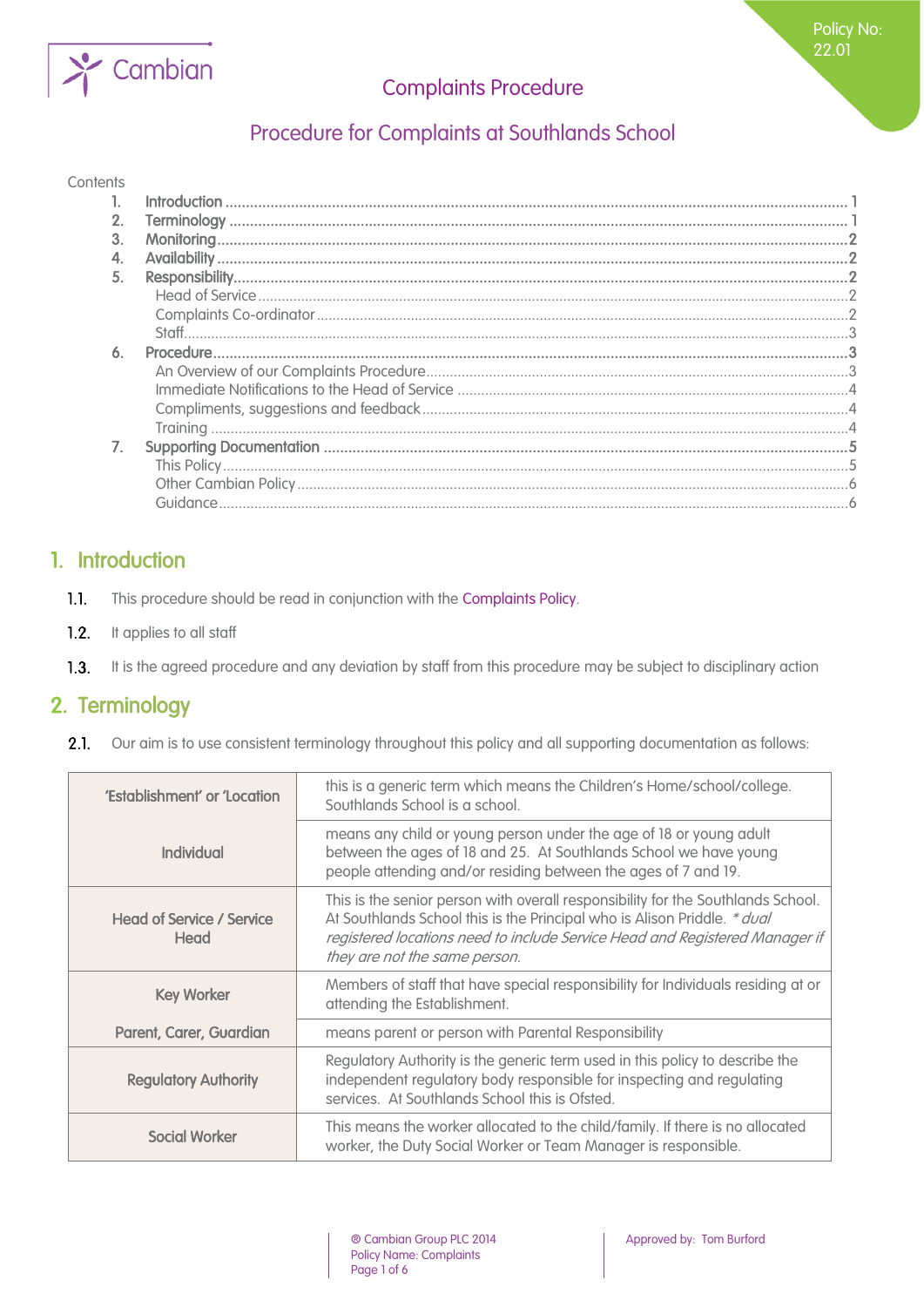Policy No: 22.01

# Complaints Procedure

## Procedure for Complaints at Southlands School

Contents

1. **Introduction** ........ 1
2. **Terminology** ........ 1
3. **Monitoring** ........ 2
4. **Availability** ........ 2
5. **Responsibility** ........ 2
   - Head of Service ........ 2
   - Complaints Co-ordinator ........ 2
   - Staff ........ 3
6. **Procedure** ........ 3
   - An Overview of our Complaints Procedure ........ 3
   - Immediate Notifications to the Head of Service ........ 4
   - Compliments, suggestions and feedback ........ 4
   - Training ........ 4
7. **Supporting Documentation** ........ 5
   - This Policy ........ 5
   - Other Cambian Policy ........ 6
   - Guidance ........ 6

## 1. Introduction

**1.1.** This procedure should be read in conjunction with the Complaints Policy.

**1.2.** It applies to all staff

**1.3.** It is the agreed procedure and any deviation by staff from this procedure may be subject to disciplinary action

## 2. Terminology

**2.1.** Our aim is to use consistent terminology throughout this policy and all supporting documentation as follows:

| | |
|---|---|
| **'Establishment' or 'Location** | this is a generic term which means the Children's Home/school/college. Southlands School is a school. |
| **Individual** | means any child or young person under the age of 18 or young adult between the ages of 18 and 25. At Southlands School we have young people attending and/or residing between the ages of 7 and 19. |
| **Head of Service / Service Head** | This is the senior person with overall responsibility for the Southlands School. At Southlands School this is the Principal who is Alison Priddle. *\* dual registered locations need to include Service Head and Registered Manager if they are not the same person.* |
| **Key Worker** | Members of staff that have special responsibility for Individuals residing at or attending the Establishment. |
| **Parent, Carer, Guardian** | means parent or person with Parental Responsibility |
| **Regulatory Authority** | Regulatory Authority is the generic term used in this policy to describe the independent regulatory body responsible for inspecting and regulating services. At Southlands School this is Ofsted. |
| **Social Worker** | This means the worker allocated to the child/family. If there is no allocated worker, the Duty Social Worker or Team Manager is responsible. |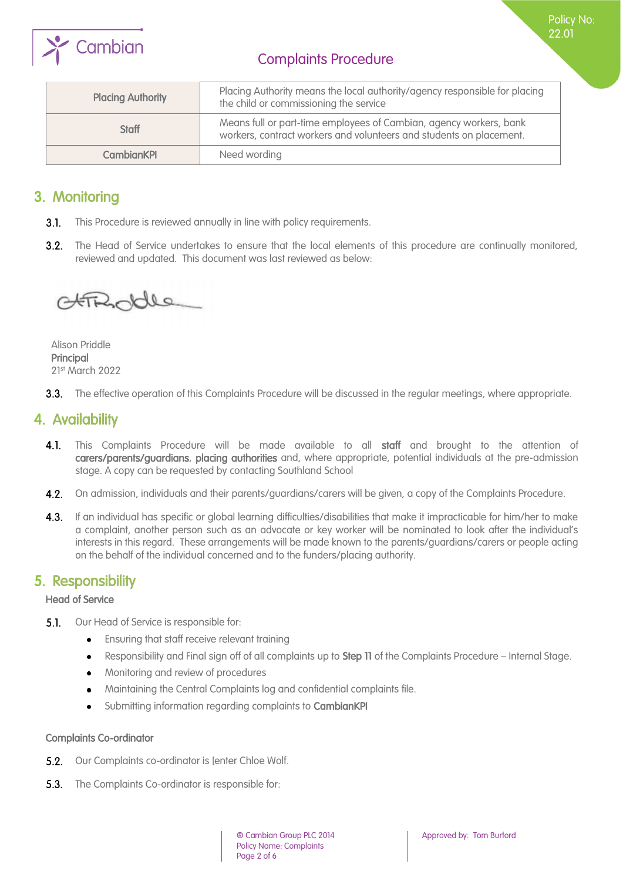| Placing Authority | Placing Authority means the local authority/agency responsible for placing the child or commissioning the service |
|---|---|
| Staff | Means full or part-time employees of Cambian, agency workers, bank workers, contract workers and volunteers and students on placement. |
| CambianKPI | Need wording |

## 3. Monitoring

**3.1.** This Procedure is reviewed annually in line with policy requirements.

**3.2.** The Head of Service undertakes to ensure that the local elements of this procedure are continually monitored, reviewed and updated. This document was last reviewed as below:

Alison Priddle
**Principal**
21st March 2022

**3.3.** The effective operation of this Complaints Procedure will be discussed in the regular meetings, where appropriate.

## 4. Availability

**4.1.** This Complaints Procedure will be made available to all **staff** and brought to the attention of **carers/parents/guardians**, **placing authorities** and, where appropriate, potential individuals at the pre-admission stage. A copy can be requested by contacting Southland School

**4.2.** On admission, individuals and their parents/guardians/carers will be given, a copy of the Complaints Procedure.

**4.3.** If an individual has specific or global learning difficulties/disabilities that make it impracticable for him/her to make a complaint, another person such as an advocate or key worker will be nominated to look after the individual's interests in this regard. These arrangements will be made known to the parents/guardians/carers or people acting on the behalf of the individual concerned and to the funders/placing authority.

## 5. Responsibility

### Head of Service

**5.1.** Our Head of Service is responsible for:

- Ensuring that staff receive relevant training
- Responsibility and Final sign off of all complaints up to **Step 11** of the Complaints Procedure – Internal Stage.
- Monitoring and review of procedures
- Maintaining the Central Complaints log and confidential complaints file.
- Submitting information regarding complaints to **CambianKPI**

### Complaints Co-ordinator

**5.2.** Our Complaints co-ordinator is [enter Chloe Wolf.

**5.3.** The Complaints Co-ordinator is responsible for: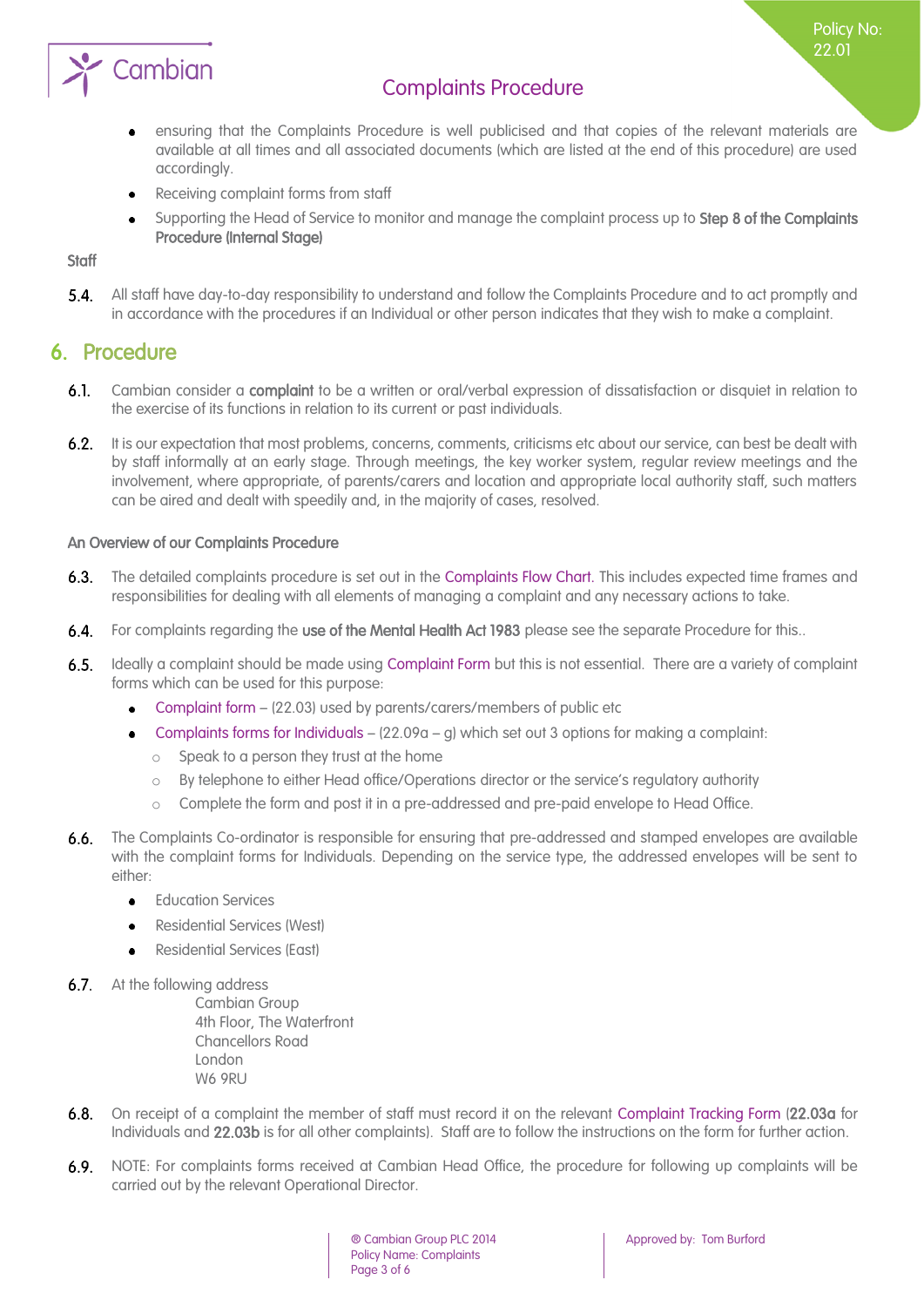- ensuring that the Complaints Procedure is well publicised and that copies of the relevant materials are available at all times and all associated documents (which are listed at the end of this procedure) are used accordingly.
- Receiving complaint forms from staff
- Supporting the Head of Service to monitor and manage the complaint process up to **Step 8 of the Complaints Procedure (Internal Stage)**

**Staff**

**5.4.** All staff have day-to-day responsibility to understand and follow the Complaints Procedure and to act promptly and in accordance with the procedures if an Individual or other person indicates that they wish to make a complaint.

## 6. Procedure

**6.1.** Cambian consider a **complaint** to be a written or oral/verbal expression of dissatisfaction or disquiet in relation to the exercise of its functions in relation to its current or past individuals.

**6.2.** It is our expectation that most problems, concerns, comments, criticisms etc about our service, can best be dealt with by staff informally at an early stage. Through meetings, the key worker system, regular review meetings and the involvement, where appropriate, of parents/carers and location and appropriate local authority staff, such matters can be aired and dealt with speedily and, in the majority of cases, resolved.

**An Overview of our Complaints Procedure**

**6.3.** The detailed complaints procedure is set out in the Complaints Flow Chart. This includes expected time frames and responsibilities for dealing with all elements of managing a complaint and any necessary actions to take.

**6.4.** For complaints regarding the **use of the Mental Health Act 1983** please see the separate Procedure for this..

**6.5.** Ideally a complaint should be made using Complaint Form but this is not essential. There are a variety of complaint forms which can be used for this purpose:

- Complaint form – (22.03) used by parents/carers/members of public etc
- Complaints forms for Individuals – (22.09a – g) which set out 3 options for making a complaint:
  - Speak to a person they trust at the home
  - By telephone to either Head office/Operations director or the service's regulatory authority
  - Complete the form and post it in a pre-addressed and pre-paid envelope to Head Office.

**6.6.** The Complaints Co-ordinator is responsible for ensuring that pre-addressed and stamped envelopes are available with the complaint forms for Individuals. Depending on the service type, the addressed envelopes will be sent to either:

- Education Services
- Residential Services (West)
- Residential Services (East)

**6.7.** At the following address

Cambian Group
4th Floor, The Waterfront
Chancellors Road
London
W6 9RU

**6.8.** On receipt of a complaint the member of staff must record it on the relevant Complaint Tracking Form (**22.03a** for Individuals and **22.03b** is for all other complaints). Staff are to follow the instructions on the form for further action.

**6.9.** NOTE: For complaints forms received at Cambian Head Office, the procedure for following up complaints will be carried out by the relevant Operational Director.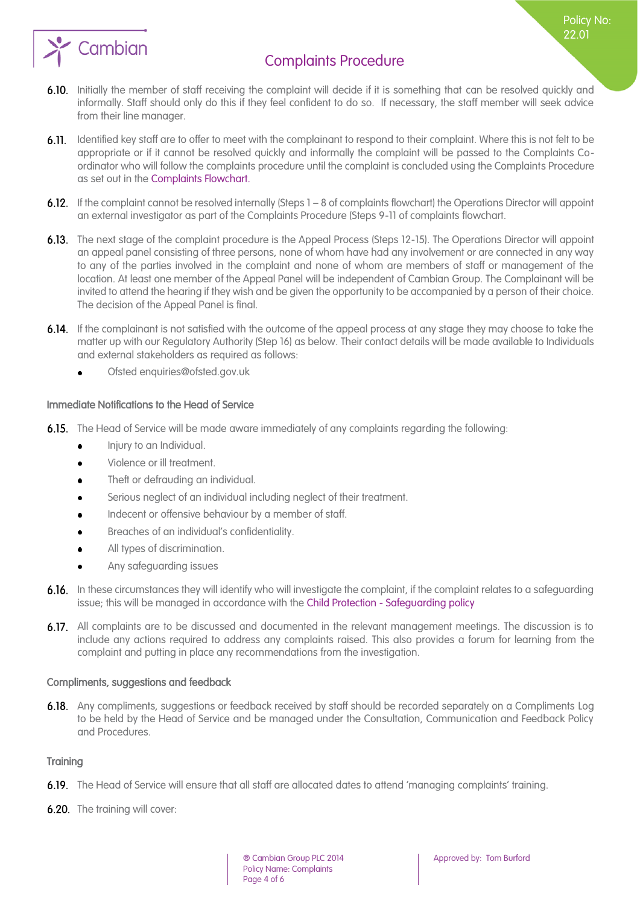6.10. Initially the member of staff receiving the complaint will decide if it is something that can be resolved quickly and informally. Staff should only do this if they feel confident to do so. If necessary, the staff member will seek advice from their line manager.

6.11. Identified key staff are to offer to meet with the complainant to respond to their complaint. Where this is not felt to be appropriate or if it cannot be resolved quickly and informally the complaint will be passed to the Complaints Co-ordinator who will follow the complaints procedure until the complaint is concluded using the Complaints Procedure as set out in the Complaints Flowchart.

6.12. If the complaint cannot be resolved internally (Steps 1 – 8 of complaints flowchart) the Operations Director will appoint an external investigator as part of the Complaints Procedure (Steps 9-11 of complaints flowchart.

6.13. The next stage of the complaint procedure is the Appeal Process (Steps 12-15). The Operations Director will appoint an appeal panel consisting of three persons, none of whom have had any involvement or are connected in any way to any of the parties involved in the complaint and none of whom are members of staff or management of the location. At least one member of the Appeal Panel will be independent of Cambian Group. The Complainant will be invited to attend the hearing if they wish and be given the opportunity to be accompanied by a person of their choice. The decision of the Appeal Panel is final.

6.14. If the complainant is not satisfied with the outcome of the appeal process at any stage they may choose to take the matter up with our Regulatory Authority (Step 16) as below. Their contact details will be made available to Individuals and external stakeholders as required as follows:

- Ofsted enquiries@ofsted.gov.uk

### Immediate Notifications to the Head of Service

6.15. The Head of Service will be made aware immediately of any complaints regarding the following:

- Injury to an Individual.
- Violence or ill treatment.
- Theft or defrauding an individual.
- Serious neglect of an individual including neglect of their treatment.
- Indecent or offensive behaviour by a member of staff.
- Breaches of an individual's confidentiality.
- All types of discrimination.
- Any safeguarding issues

6.16. In these circumstances they will identify who will investigate the complaint, if the complaint relates to a safeguarding issue; this will be managed in accordance with the Child Protection - Safeguarding policy

6.17. All complaints are to be discussed and documented in the relevant management meetings. The discussion is to include any actions required to address any complaints raised. This also provides a forum for learning from the complaint and putting in place any recommendations from the investigation.

### Compliments, suggestions and feedback

6.18. Any compliments, suggestions or feedback received by staff should be recorded separately on a Compliments Log to be held by the Head of Service and be managed under the Consultation, Communication and Feedback Policy and Procedures.

### Training

6.19. The Head of Service will ensure that all staff are allocated dates to attend 'managing complaints' training.

6.20. The training will cover: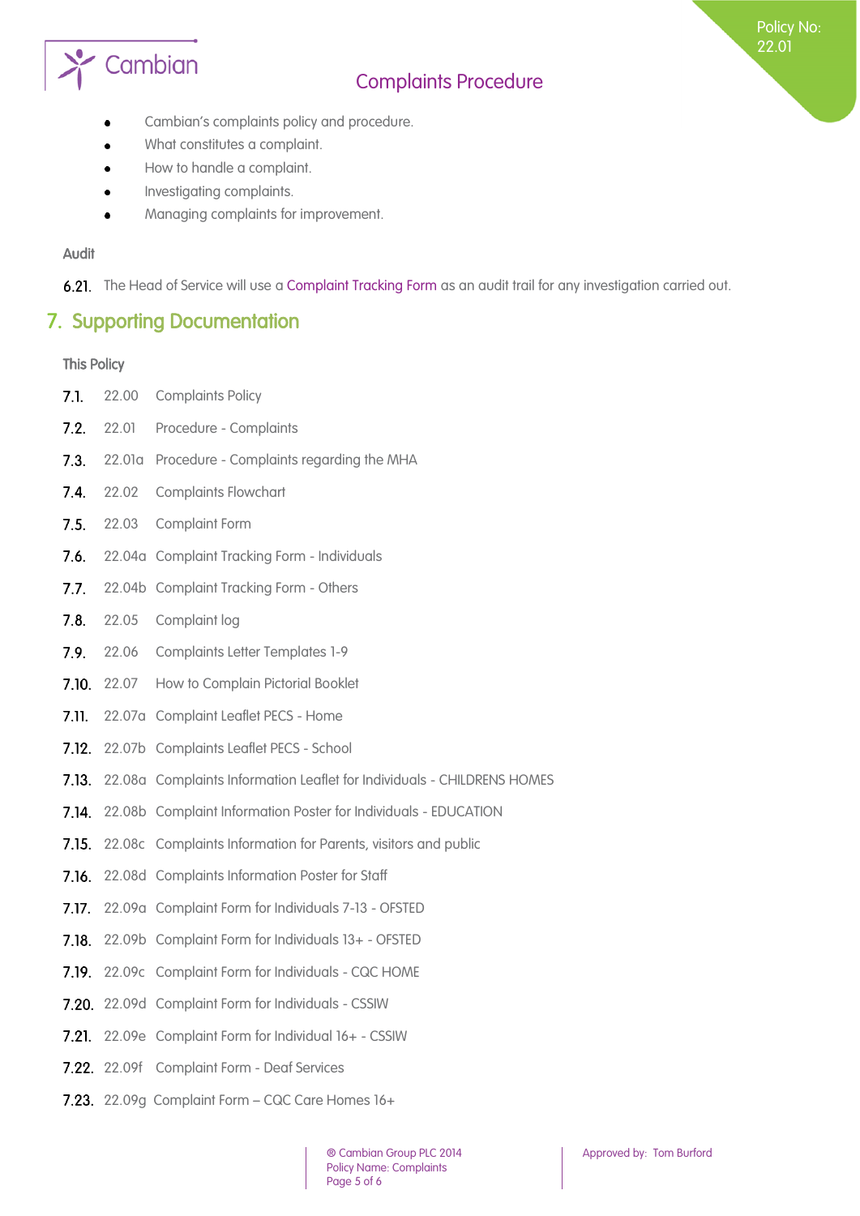- Cambian's complaints policy and procedure.
- What constitutes a complaint.
- How to handle a complaint.
- Investigating complaints.
- Managing complaints for improvement.

**Audit**

6.21. The Head of Service will use a Complaint Tracking Form as an audit trail for any investigation carried out.

## 7. Supporting Documentation

**This Policy**

7.1. 22.00 Complaints Policy

7.2. 22.01 Procedure - Complaints

7.3. 22.01a Procedure - Complaints regarding the MHA

7.4. 22.02 Complaints Flowchart

7.5. 22.03 Complaint Form

7.6. 22.04a Complaint Tracking Form - Individuals

7.7. 22.04b Complaint Tracking Form - Others

7.8. 22.05 Complaint log

7.9. 22.06 Complaints Letter Templates 1-9

7.10. 22.07 How to Complain Pictorial Booklet

7.11. 22.07a Complaint Leaflet PECS - Home

7.12. 22.07b Complaints Leaflet PECS - School

7.13. 22.08a Complaints Information Leaflet for Individuals - CHILDRENS HOMES

7.14. 22.08b Complaint Information Poster for Individuals - EDUCATION

7.15. 22.08c Complaints Information for Parents, visitors and public

7.16. 22.08d Complaints Information Poster for Staff

7.17. 22.09a Complaint Form for Individuals 7-13 - OFSTED

7.18. 22.09b Complaint Form for Individuals 13+ - OFSTED

7.19. 22.09c Complaint Form for Individuals - CQC HOME

7.20. 22.09d Complaint Form for Individuals - CSSIW

7.21. 22.09e Complaint Form for Individual 16+ - CSSIW

7.22. 22.09f Complaint Form - Deaf Services

7.23. 22.09g Complaint Form – CQC Care Homes 16+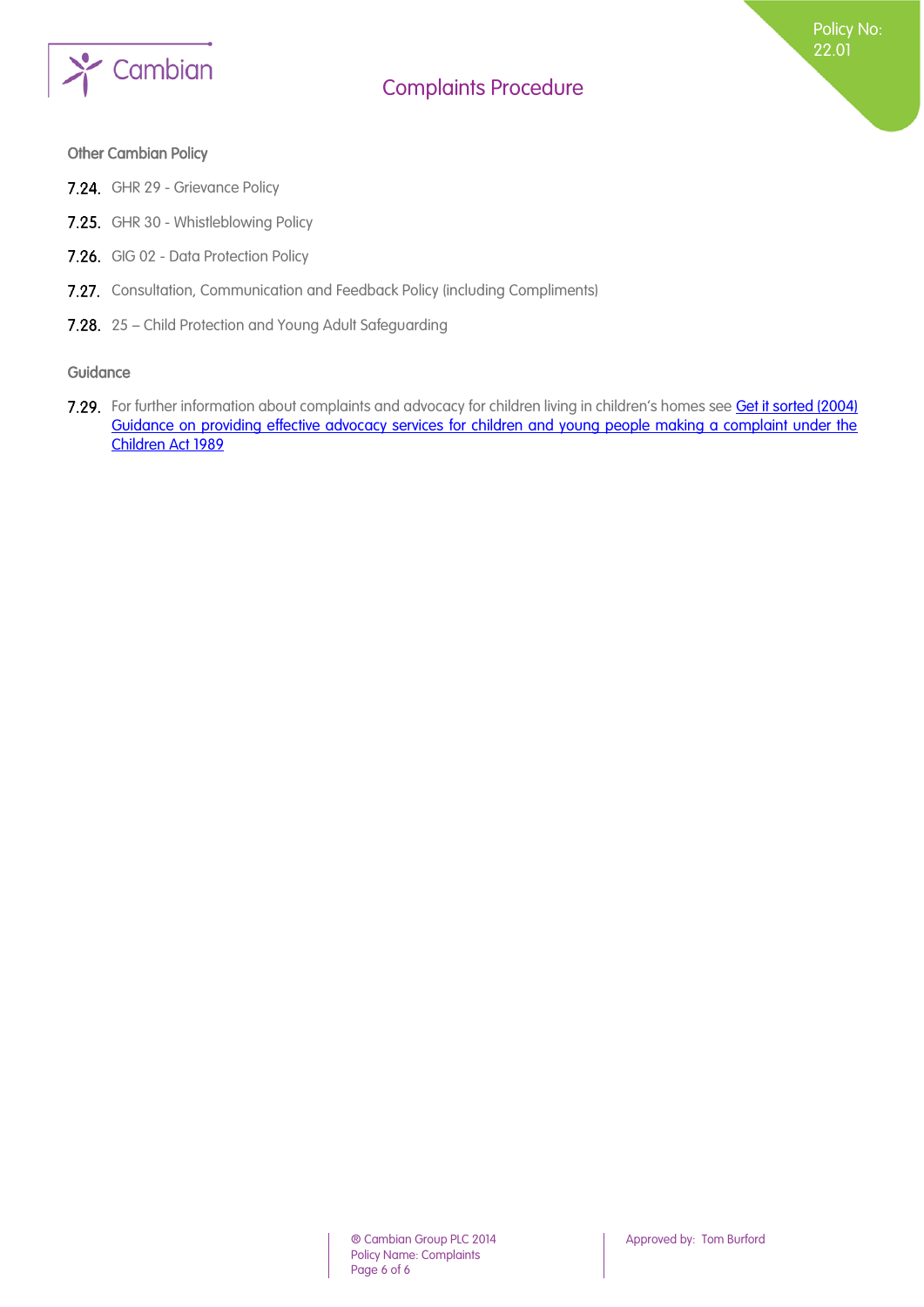### Other Cambian Policy

7.24. GHR 29 - Grievance Policy

7.25. GHR 30 - Whistleblowing Policy

7.26. GIG 02 - Data Protection Policy

7.27. Consultation, Communication and Feedback Policy (including Compliments)

7.28. 25 – Child Protection and Young Adult Safeguarding

### Guidance

7.29. For further information about complaints and advocacy for children living in children's homes see Get it sorted (2004) Guidance on providing effective advocacy services for children and young people making a complaint under the Children Act 1989